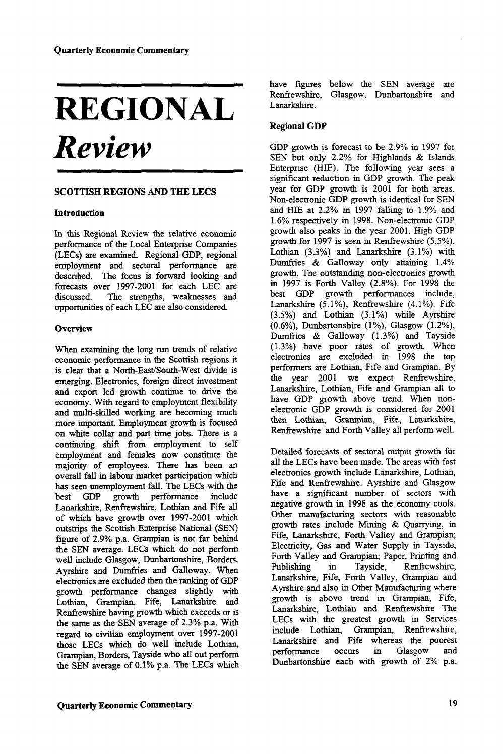# REGIONAL *Review*

## SCOTTISH REGIONS AND THE LECS

### Introduction

In this Regional Review the relative economic performance of the Local Enterprise Companies (LECs) are examined. Regional GDP, regional employment and sectoral performance are described. The focus is forward looking and forecasts over 1997-2001 for each LEC are discussed. The strengths, weaknesses and opportunities of each LEC are also considered.

### Overview

When examining the long run trends of relative economic performance in the Scottish regions it is clear that a North-East/South-West divide is emerging. Electronics, foreign direct investment and export led growth continue to drive the economy. With regard to employment flexibility and multi-skilled working are becoming much more important. Employment growth is focused on white collar and part time jobs. There is a continuing shift from employment to self employment and females now constitute the majority of employees. There has been an overall fall in labour market participation which has seen unemployment fall. The LECs with the best GDP growth performance include Lanarkshire, Renfrewshire, Lothian and Fife all of which have growth over 1997-2001 which outstrips the Scottish Enterprise National (SEN) figure of 2.9% p.a. Grampian is not far behind the SEN average. LECs which do not perform well include Glasgow, Dunbartonshire, Borders, Ayrshire and Dumfries and Galloway. When electronics are excluded then the ranking of GDP growth performance changes slightly with Lothian, Grampian, Fife, Lanarkshire and Renfrewshire having growth which exceeds or is the same as the SEN average of 2.3% p.a. With regard to civilian employment over 1997-2001 those LECs which do well include Lothian, Grampian, Borders, Tayside who all out perform the SEN average of 0.1% p.a. The LECs which have figures below the SEN average are Renfrewshire, Glasgow, Dunbartonshire and Lanarkshire.

### Regional GDP

GDP growth is forecast to be 2.9% in 1997 for SEN but only 2.2% for Highlands & Islands Enterprise (HIE). The following year sees a significant reduction in GDP growth. The peak year for GDP growth is 2001 for both areas. Non-electronic GDP growth is identical for SEN and HIE at 2.2% in 1997 falling to 1.9% and 1.6% respectively in 1998. Non-electronic GDP growth also peaks in the year 2001. High GDP growth for 1997 is seen in Renfrewshire (5.5%), Lothian (3.3%) and Lanarkshire (3.1%) with Dumfries & Galloway only attaining 1.4% growth. The outstanding non-electronics growth in 1997 is Forth Valley (2.8%). For 1998 the best GDP growth performances include, Lanarkshire (5.1%), Renfrewshire (4.1%), Fife (3.5%) and Lothian (3.1%) while Ayrshire (0.6%), Dunbartonshire (1%), Glasgow (1.2%), Dumfries & Galloway (1.3%) and Tayside (1.3%) have poor rates of growth. When electronics are excluded in 1998 the top performers are Lothian, Fife and Grampian. By the year 2001 we expect Renfrewshire, Lanarkshire, Lothian, Fife and Grampian all to have GDP growth above trend. When non-electronic GDP growth is considered for 2001 then Lothian, Grampian, Fife, Lanarkshire, Renfrewshire and Forth Valley all perform well.

Detailed forecasts of sectoral output growth for all the LECs have been made. The areas with fast electronics growth include Lanarkshire, Lothian, Fife and Renfrewshire. Ayrshire and Glasgow have a significant number of sectors with negative growth in 1998 as the economy cools. Other manufacturing sectors with reasonable growth rates include Mining & Quarrying, in Fife, Lanarkshire, Forth Valley and Grampian; Electricity, Gas and Water Supply in Tayside, Forth Valley and Grampian; Paper, Printing and Publishing in Tayside, Renfrewshire, Lanarkshire, Fife, Forth Valley, Grampian and Ayrshire and also in Other Manufacturing where growth is above trend in Grampian, Fife, Lanarkshire, Lothian and Renfrewshire The LECs with the greatest growth in Services include Lothian, Grampian, Renfrewshire, Lanarkshire and Fife whereas the poorest performance occurs in Glasgow and Dunbartonshire each with growth of 2% p.a.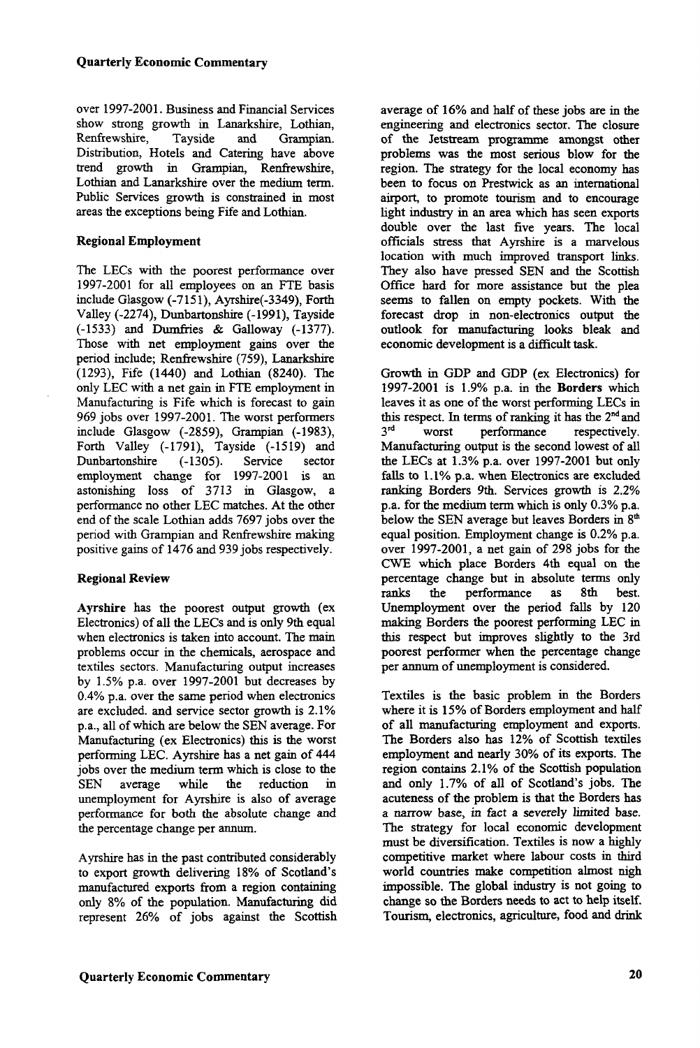over 1997-2001. Business and Financial Services show strong growth in Lanarkshire, Lothian, Renfrewshire, Tayside and Grampian. Distribution, Hotels and Catering have above trend growth in Grampian, Renfrewshire, Lothian and Lanarkshire over the medium term. Public Services growth is constrained in most areas the exceptions being Fife and Lothian.

### Regional Employment

The LECs with the poorest performance over 1997-2001 for all employees on an FTE basis include Glasgow (-7151), Ayrshire(-3349), Forth Valley (-2274), Dunbartonshire (-1991), Tayside (-1533) and Dumfries & Galloway (-1377). Those with net employment gains over the period include; Renfrewshire (759), Lanarkshire (1293), Fife (1440) and Lothian (8240). The only LEC with a net gain in FTE employment in Manufacturing is Fife which is forecast to gain 969 jobs over 1997-2001. The worst performers include Glasgow (-2859), Grampian (-1983), Forth Valley (-1791), Tayside (-1519) and Dunbartonshire (-1305). Service sector employment change for 1997-2001 is an astonishing loss of 3713 in Glasgow, a performance no other LEC matches. At the other end of the scale Lothian adds 7697 jobs over the period with Grampian and Renfrewshire making positive gains of 1476 and 939 jobs respectively.

### Regional Review

**Ayrshire** has the poorest output growth (ex Electronics) of all the LECs and is only 9th equal when electronics is taken into account. The main problems occur in the chemicals, aerospace and textiles sectors. Manufacturing output increases by 1.5% p.a. over 1997-2001 but decreases by 0.4% p.a. over the same period when electronics are excluded. and service sector growth is 2.1% p.a., all of which are below the SEN average. For Manufacturing (ex Electronics) this is the worst performing LEC. Ayrshire has a net gain of 444 jobs over the medium term which is close to the SEN average while the reduction in unemployment for Ayrshire is also of average performance for both the absolute change and the percentage change per annum.

Ayrshire has in the past contributed considerably to export growth delivering 18% of Scotland's manufactured exports from a region containing only 8% of the population. Manufacturing did represent 26% of jobs against the Scottish average of 16% and half of these jobs are in the engineering and electronics sector. The closure of the Jetstream programme amongst other problems was the most serious blow for the region. The strategy for the local economy has been to focus on Prestwick as an international airport, to promote tourism and to encourage light industry in an area which has seen exports double over the last five years. The local officials stress that Ayrshire is a marvelous location with much improved transport links. They also have pressed SEN and the Scottish Office hard for more assistance but the plea seems to fallen on empty pockets. With the forecast drop in non-electronics output the outlook for manufacturing looks bleak and economic development is a difficult task.

Growth in GDP and GDP (ex Electronics) for 1997-2001 is 1.9% p.a. in the **Borders** which leaves it as one of the worst performing LECs in this respect. In terms of ranking it has the 2nd and 3rd worst performance respectively. Manufacturing output is the second lowest of all the LECs at 1.3% p.a. over 1997-2001 but only falls to 1.1% p.a. when Electronics are excluded ranking Borders 9th. Services growth is 2.2% p.a. for the medium term which is only 0.3% p.a. below the SEN average but leaves Borders in 8th equal position. Employment change is 0.2% p.a. over 1997-2001, a net gain of 298 jobs for the CWE which place Borders 4th equal on the percentage change but in absolute terms only ranks the performance as 8th best. Unemployment over the period falls by 120 making Borders the poorest performing LEC in this respect but improves slightly to the 3rd poorest performer when the percentage change per annum of unemployment is considered.

Textiles is the basic problem in the Borders where it is 15% of Borders employment and half of all manufacturing employment and exports. The Borders also has 12% of Scottish textiles employment and nearly 30% of its exports. The region contains 2.1% of the Scottish population and only 1.7% of all of Scotland's jobs. The acuteness of the problem is that the Borders has a narrow base, in fact a severely limited base. The strategy for local economic development must be diversification. Textiles is now a highly competitive market where labour costs in third world countries make competition almost nigh impossible. The global industry is not going to change so the Borders needs to act to help itself. Tourism, electronics, agriculture, food and drink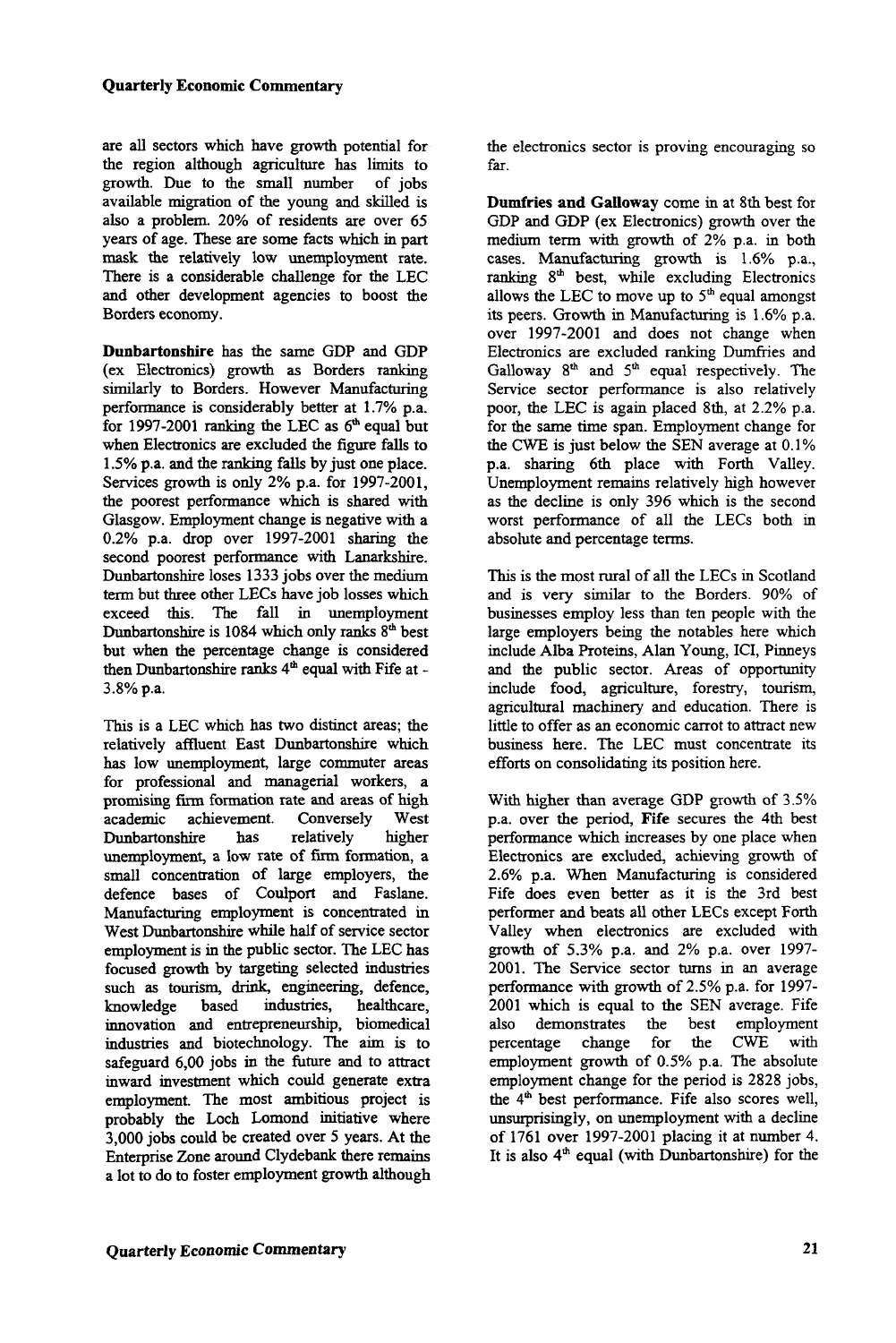are all sectors which have growth potential for the region although agriculture has limits to growth. Due to the small number of jobs available migration of the young and skilled is also a problem. 20% of residents are over 65 years of age. These are some facts which in part mask the relatively low unemployment rate. There is a considerable challenge for the LEC and other development agencies to boost the Borders economy.

**Dunbartonshire** has the same GDP and GDP (ex Electronics) growth as Borders ranking similarly to Borders. However Manufacturing performance is considerably better at 1.7% p.a. for 1997-2001 ranking the LEC as 6th equal but when Electronics are excluded the figure falls to 1.5% p.a. and the ranking falls by just one place. Services growth is only 2% p.a. for 1997-2001, the poorest performance which is shared with Glasgow. Employment change is negative with a 0.2% p.a. drop over 1997-2001 sharing the second poorest performance with Lanarkshire. Dunbartonshire loses 1333 jobs over the medium term but three other LECs have job losses which exceed this. The fall in unemployment Dunbartonshire is 1084 which only ranks 8th best but when the percentage change is considered then Dunbartonshire ranks 4th equal with Fife at -3.8% p.a.

This is a LEC which has two distinct areas; the relatively affluent East Dunbartonshire which has low unemployment, large commuter areas for professional and managerial workers, a promising firm formation rate and areas of high academic achievement. Conversely West Dunbartonshire has relatively higher unemployment, a low rate of firm formation, a small concentration of large employers, the defence bases of Coulport and Faslane. Manufacturing employment is concentrated in West Dunbartonshire while half of service sector employment is in the public sector. The LEC has focused growth by targeting selected industries such as tourism, drink, engineering, defence, knowledge based industries, healthcare, innovation and entrepreneurship, biomedical industries and biotechnology. The aim is to safeguard 6,00 jobs in the future and to attract inward investment which could generate extra employment. The most ambitious project is probably the Loch Lomond initiative where 3,000 jobs could be created over 5 years. At the Enterprise Zone around Clydebank there remains a lot to do to foster employment growth although the electronics sector is proving encouraging so far.

**Dumfries and Galloway** come in at 8th best for GDP and GDP (ex Electronics) growth over the medium term with growth of 2% p.a. in both cases. Manufacturing growth is 1.6% p.a., ranking 8th best, while excluding Electronics allows the LEC to move up to 5th equal amongst its peers. Growth in Manufacturing is 1.6% p.a. over 1997-2001 and does not change when Electronics are excluded ranking Dumfries and Galloway 8th and 5th equal respectively. The Service sector performance is also relatively poor, the LEC is again placed 8th, at 2.2% p.a. for the same time span. Employment change for the CWE is just below the SEN average at 0.1% p.a. sharing 6th place with Forth Valley. Unemployment remains relatively high however as the decline is only 396 which is the second worst performance of all the LECs both in absolute and percentage terms.

This is the most rural of all the LECs in Scotland and is very similar to the Borders. 90% of businesses employ less than ten people with the large employers being the notables here which include Alba Proteins, Alan Young, ICI, Pinneys and the public sector. Areas of opportunity include food, agriculture, forestry, tourism, agricultural machinery and education. There is little to offer as an economic carrot to attract new business here. The LEC must concentrate its efforts on consolidating its position here.

With higher than average GDP growth of 3.5% p.a. over the period, **Fife** secures the 4th best performance which increases by one place when Electronics are excluded, achieving growth of 2.6% p.a. When Manufacturing is considered Fife does even better as it is the 3rd best performer and beats all other LECs except Forth Valley when electronics are excluded with growth of 5.3% p.a. and 2% p.a. over 1997-2001. The Service sector turns in an average performance with growth of 2.5% p.a. for 1997-2001 which is equal to the SEN average. Fife also demonstrates the best employment percentage change for the CWE with employment growth of 0.5% p.a. The absolute employment change for the period is 2828 jobs, the 4th best performance. Fife also scores well, unsurprisingly, on unemployment with a decline of 1761 over 1997-2001 placing it at number 4. It is also 4th equal (with Dunbartonshire) for the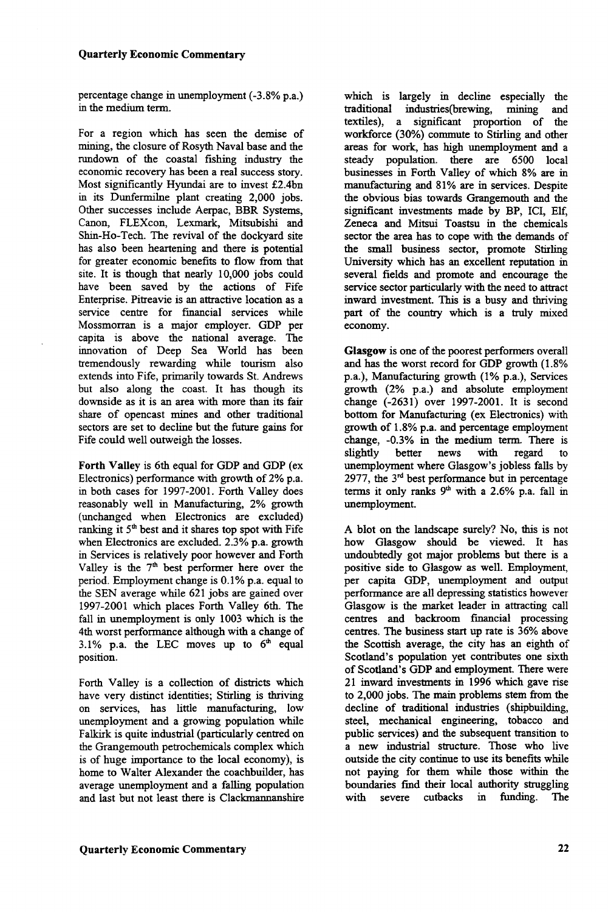percentage change in unemployment (-3.8% p.a.) in the medium term.

For a region which has seen the demise of mining, the closure of Rosyth Naval base and the rundown of the coastal fishing industry the economic recovery has been a real success story. Most significantly Hyundai are to invest £2.4bn in its Dunfermilne plant creating 2,000 jobs. Other successes include Aerpac, BBR Systems, Canon, FLEXcon, Lexmark, Mitsubishi and Shin-Ho-Tech. The revival of the dockyard site has also been heartening and there is potential for greater economic benefits to flow from that site. It is though that nearly 10,000 jobs could have been saved by the actions of Fife Enterprise. Pitreavie is an attractive location as a service centre for financial services while Mossmorran is a major employer. GDP per capita is above the national average. The innovation of Deep Sea World has been tremendously rewarding while tourism also extends into Fife, primarily towards St. Andrews but also along the coast. It has though its downside as it is an area with more than its fair share of opencast mines and other traditional sectors are set to decline but the future gains for Fife could well outweigh the losses.

**Forth Valley** is 6th equal for GDP and GDP (ex Electronics) performance with growth of 2% p.a. in both cases for 1997-2001. Forth Valley does reasonably well in Manufacturing, 2% growth (unchanged when Electronics are excluded) ranking it 5th best and it shares top spot with Fife when Electronics are excluded. 2.3% p.a. growth in Services is relatively poor however and Forth Valley is the 7th best performer here over the period. Employment change is 0.1% p.a. equal to the SEN average while 621 jobs are gained over 1997-2001 which places Forth Valley 6th. The fall in unemployment is only 1003 which is the 4th worst performance although with a change of 3.1% p.a. the LEC moves up to 6th equal position.

Forth Valley is a collection of districts which have very distinct identities; Stirling is thriving on services, has little manufacturing, low unemployment and a growing population while Falkirk is quite industrial (particularly centred on the Grangemouth petrochemicals complex which is of huge importance to the local economy), is home to Walter Alexander the coachbuilder, has average unemployment and a falling population and last but not least there is Clackmannanshire which is largely in decline especially the traditional industries(brewing, mining and textiles), a significant proportion of the workforce (30%) commute to Stirling and other areas for work, has high unemployment and a steady population. there are 6500 local businesses in Forth Valley of which 8% are in manufacturing and 81% are in services. Despite the obvious bias towards Grangemouth and the significant investments made by BP, ICI, Elf, Zeneca and Mitsui Toastsu in the chemicals sector the area has to cope with the demands of the small business sector, promote Stirling University which has an excellent reputation in several fields and promote and encourage the service sector particularly with the need to attract inward investment. This is a busy and thriving part of the country which is a truly mixed economy.

**Glasgow** is one of the poorest performers overall and has the worst record for GDP growth (1.8% p.a.), Manufacturing growth (1% p.a.), Services growth (2% p.a.) and absolute employment change (-2631) over 1997-2001. It is second bottom for Manufacturing (ex Electronics) with growth of 1.8% p.a. and percentage employment change, -0.3% in the medium term. There is slightly better news with regard to unemployment where Glasgow's jobless falls by 2977, the 3rd best performance but in percentage terms it only ranks 9th with a 2.6% p.a. fall in unemployment.

A blot on the landscape surely? No, this is not how Glasgow should be viewed. It has undoubtedly got major problems but there is a positive side to Glasgow as well. Employment, per capita GDP, unemployment and output performance are all depressing statistics however Glasgow is the market leader in attracting call centres and backroom financial processing centres. The business start up rate is 36% above the Scottish average, the city has an eighth of Scotland's population yet contributes one sixth of Scotland's GDP and employment. There were 21 inward investments in 1996 which gave rise to 2,000 jobs. The main problems stem from the decline of traditional industries (shipbuilding, steel, mechanical engineering, tobacco and public services) and the subsequent transition to a new industrial structure. Those who live outside the city continue to use its benefits while not paying for them while those within the boundaries find their local authority struggling with severe cutbacks in funding. The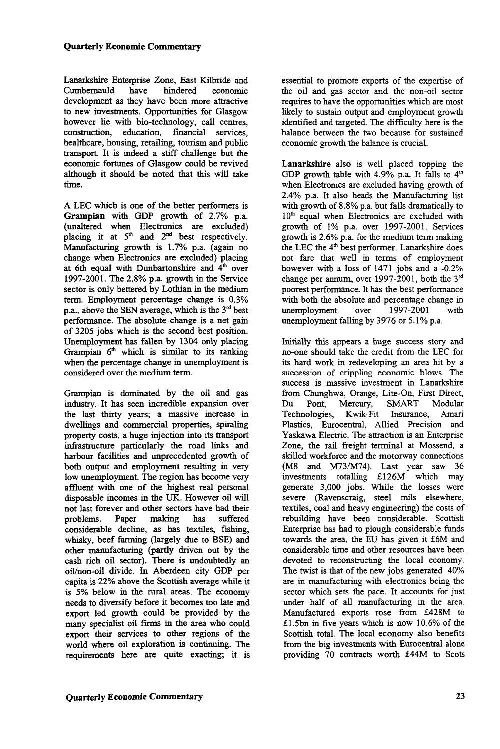Lanarkshire Enterprise Zone, East Kilbride and Cumbernauld have hindered economic development as they have been more attractive to new investments. Opportunities for Glasgow however lie with bio-technology, call centres, construction, education, financial services, healthcare, housing, retailing, tourism and public transport. It is indeed a stiff challenge but the economic fortunes of Glasgow could be revived although it should be noted that this will take time.

A LEC which is one of the better performers is **Grampian** with GDP growth of 2.7% p.a. (unaltered when Electronics are excluded) placing it at 5th and 2nd best respectively. Manufacturing growth is 1.7% p.a. (again no change when Electronics are excluded) placing at 6th equal with Dunbartonshire and 4th over 1997-2001. The 2.8% p.a. growth in the Service sector is only bettered by Lothian in the medium term. Employment percentage change is 0.3% p.a., above the SEN average, which is the 3rd best performance. The absolute change is a net gain of 3205 jobs which is the second best position. Unemployment has fallen by 1304 only placing Grampian 6th which is similar to its ranking when the percentage change in unemployment is considered over the medium term.

Grampian is dominated by the oil and gas industry. It has seen incredible expansion over the last thirty years; a massive increase in dwellings and commercial properties, spiraling property costs, a huge injection into its transport infrastructure particularly the road links and harbour facilities and unprecedented growth of both output and employment resulting in very low unemployment. The region has become very affluent with one of the highest real personal disposable incomes in the UK. However oil will not last forever and other sectors have had their problems. Paper making has suffered considerable decline, as has textiles, fishing, whisky, beef farming (largely due to BSE) and other manufacturing (partly driven out by the cash rich oil sector). There is undoubtedly an oil/non-oil divide. In Aberdeen city GDP per capita is 22% above the Scottish average while it is 5% below in the rural areas. The economy needs to diversify before it becomes too late and export led growth could be provided by the many specialist oil firms in the area who could export their services to other regions of the world where oil exploration is continuing. The requirements here are quite exacting; it is essential to promote exports of the expertise of the oil and gas sector and the non-oil sector requires to have the opportunities which are most likely to sustain output and employment growth identified and targeted. The difficulty here is the balance between the two because for sustained economic growth the balance is crucial.

**Lanarkshire** also is well placed topping the GDP growth table with 4.9% p.a. It falls to 4th when Electronics are excluded having growth of 2.4% p.a. It also heads the Manufacturing list with growth of 8.8% p.a. but falls dramatically to 10th equal when Electronics are excluded with growth of 1% p.a. over 1997-2001. Services growth is 2.6% p.a. for the medium term making the LEC the 4th best performer. Lanarkshire does not fare that well in terms of employment however with a loss of 1471 jobs and a -0.2% change per annum, over 1997-2001, both the 3rd poorest performance. It has the best performance with both the absolute and percentage change in unemployment over 1997-2001 with unemployment falling by 3976 or 5.1% p.a.

Initially this appears a huge success story and no-one should take the credit from the LEC for its hard work in redeveloping an area hit by a succession of crippling economic blows. The success is massive investment in Lanarkshire from Chunghwa, Orange, Lite-On, First Direct, Du Pont, Mercury, SMART Modular Technologies, Kwik-Fit Insurance, Amari Plastics, Eurocentral, Allied Precision and Yaskawa Electric. The attraction is an Enterprise Zone, the rail freight terminal at Mossend, a skilled workforce and the motorway connections (M8 and M73/M74). Last year saw 36 investments totalling £126M which may generate 3,000 jobs. While the losses were severe (Ravenscraig, steel mils elsewhere, textiles, coal and heavy engineering) the costs of rebuilding have been considerable. Scottish Enterprise has had to plough considerable funds towards the area, the EU has given it £6M and considerable time and other resources have been devoted to reconstructing the local economy. The twist is that of the new jobs generated 40% are in manufacturing with electronics being the sector which sets the pace. It accounts for just under half of all manufacturing in the area. Manufactured exports rose from £428M to £1.5bn in five years which is now 10.6% of the Scottish total. The local economy also benefits from the big investments with Eurocentral alone providing 70 contracts worth £44M to Scots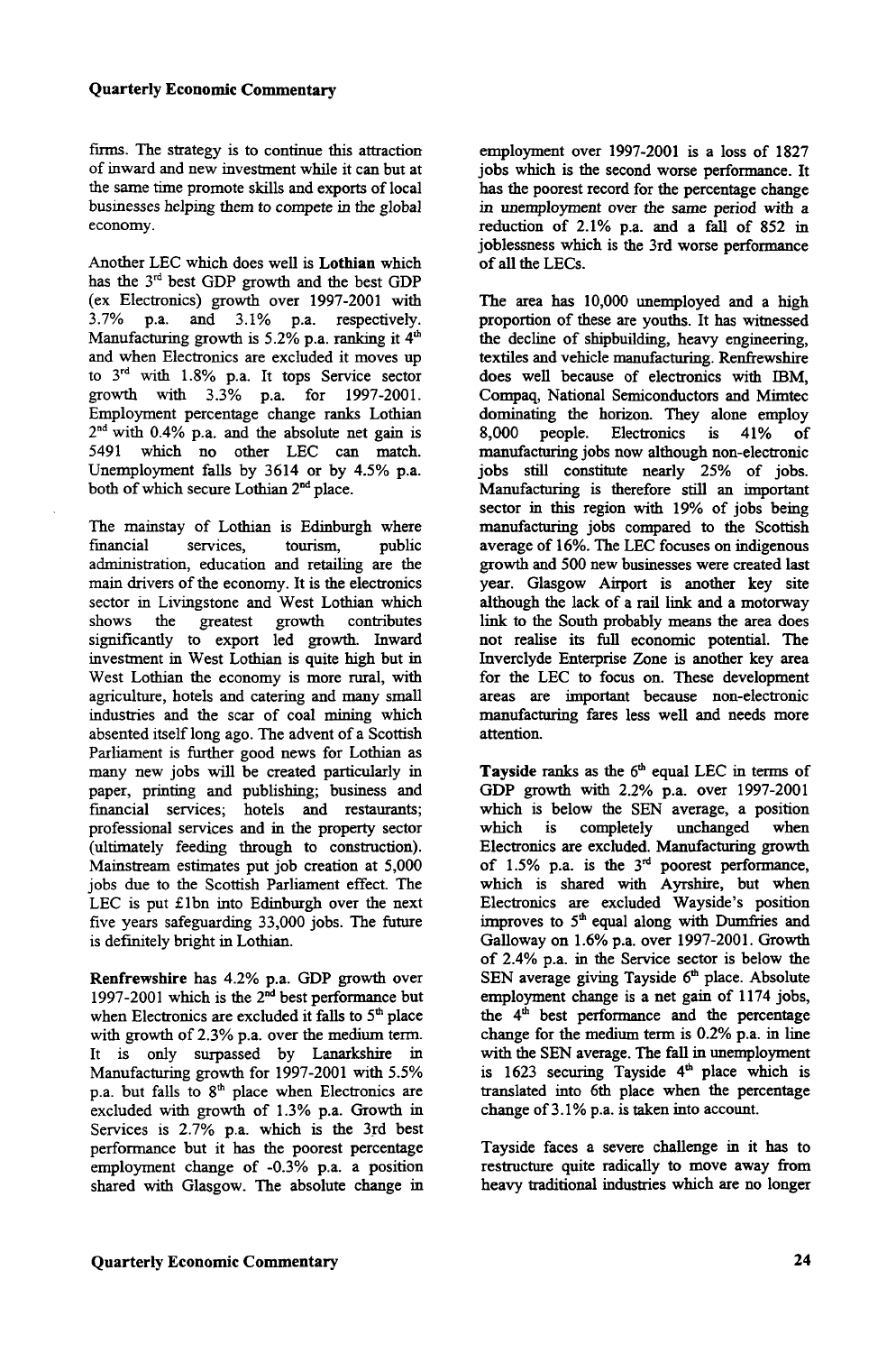firms. The strategy is to continue this attraction of inward and new investment while it can but at the same time promote skills and exports of local businesses helping them to compete in the global economy.

Another LEC which does well is **Lothian** which has the 3rd best GDP growth and the best GDP (ex Electronics) growth over 1997-2001 with 3.7% p.a. and 3.1% p.a. respectively. Manufacturing growth is 5.2% p.a. ranking it 4th and when Electronics are excluded it moves up to 3rd with 1.8% p.a. It tops Service sector growth with 3.3% p.a. for 1997-2001. Employment percentage change ranks Lothian 2nd with 0.4% p.a. and the absolute net gain is 5491 which no other LEC can match. Unemployment falls by 3614 or by 4.5% p.a. both of which secure Lothian 2nd place.

The mainstay of Lothian is Edinburgh where financial services, tourism, public administration, education and retailing are the main drivers of the economy. It is the electronics sector in Livingstone and West Lothian which shows the greatest growth contributes significantly to export led growth. Inward investment in West Lothian is quite high but in West Lothian the economy is more rural, with agriculture, hotels and catering and many small industries and the scar of coal mining which absented itself long ago. The advent of a Scottish Parliament is further good news for Lothian as many new jobs will be created particularly in paper, printing and publishing; business and financial services; hotels and restaurants; professional services and in the property sector (ultimately feeding through to construction). Mainstream estimates put job creation at 5,000 jobs due to the Scottish Parliament effect. The LEC is put £1bn into Edinburgh over the next five years safeguarding 33,000 jobs. The future is definitely bright in Lothian.

**Renfrewshire** has 4.2% p.a. GDP growth over 1997-2001 which is the 2nd best performance but when Electronics are excluded it falls to 5th place with growth of 2.3% p.a. over the medium term. It is only surpassed by Lanarkshire in Manufacturing growth for 1997-2001 with 5.5% p.a. but falls to 8th place when Electronics are excluded with growth of 1.3% p.a. Growth in Services is 2.7% p.a. which is the 3rd best performance but it has the poorest percentage employment change of -0.3% p.a. a position shared with Glasgow. The absolute change in employment over 1997-2001 is a loss of 1827 jobs which is the second worse performance. It has the poorest record for the percentage change in unemployment over the same period with a reduction of 2.1% p.a. and a fall of 852 in joblessness which is the 3rd worse performance of all the LECs.

The area has 10,000 unemployed and a high proportion of these are youths. It has witnessed the decline of shipbuilding, heavy engineering, textiles and vehicle manufacturing. Renfrewshire does well because of electronics with IBM, Compaq, National Semiconductors and Mimtec dominating the horizon. They alone employ 8,000 people. Electronics is 41% of manufacturing jobs now although non-electronic jobs still constitute nearly 25% of jobs. Manufacturing is therefore still an important sector in this region with 19% of jobs being manufacturing jobs compared to the Scottish average of 16%. The LEC focuses on indigenous growth and 500 new businesses were created last year. Glasgow Airport is another key site although the lack of a rail link and a motorway link to the South probably means the area does not realise its full economic potential. The Inverclyde Enterprise Zone is another key area for the LEC to focus on. These development areas are important because non-electronic manufacturing fares less well and needs more attention.

**Tayside** ranks as the 6th equal LEC in terms of GDP growth with 2.2% p.a. over 1997-2001 which is below the SEN average, a position which is completely unchanged when Electronics are excluded. Manufacturing growth of 1.5% p.a. is the 3rd poorest performance, which is shared with Ayrshire, but when Electronics are excluded Wayside's position improves to 5th equal along with Dumfries and Galloway on 1.6% p.a. over 1997-2001. Growth of 2.4% p.a. in the Service sector is below the SEN average giving Tayside 6th place. Absolute employment change is a net gain of 1174 jobs, the 4th best performance and the percentage change for the medium term is 0.2% p.a. in line with the SEN average. The fall in unemployment is 1623 securing Tayside 4th place which is translated into 6th place when the percentage change of 3.1% p.a. is taken into account.

Tayside faces a severe challenge in it has to restructure quite radically to move away from heavy traditional industries which are no longer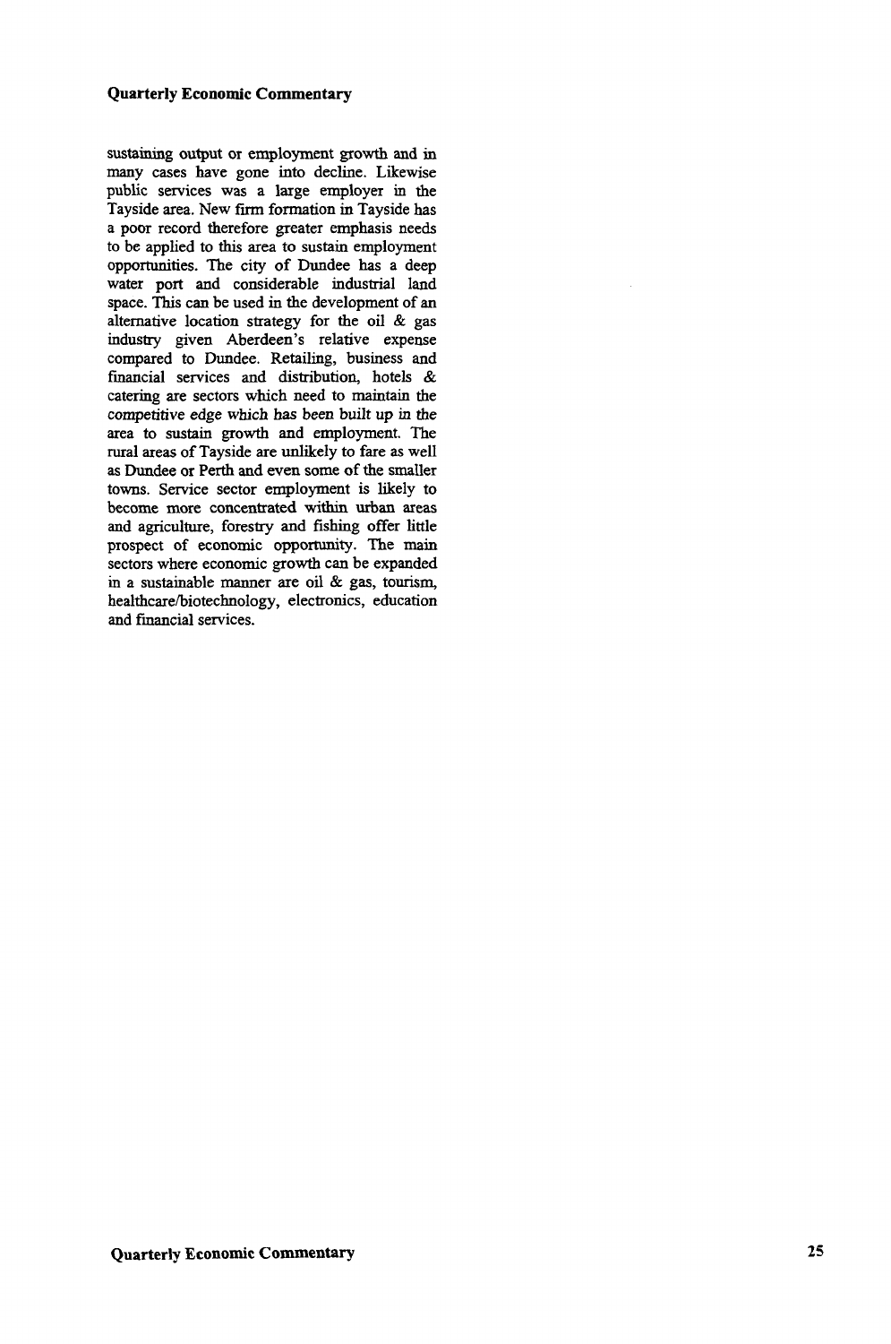sustaining output or employment growth and in many cases have gone into decline. Likewise public services was a large employer in the Tayside area. New firm formation in Tayside has a poor record therefore greater emphasis needs to be applied to this area to sustain employment opportunities. The city of Dundee has a deep water port and considerable industrial land space. This can be used in the development of an alternative location strategy for the oil & gas industry given Aberdeen's relative expense compared to Dundee. Retailing, business and financial services and distribution, hotels & catering are sectors which need to maintain the competitive edge which has been built up in the area to sustain growth and employment. The rural areas of Tayside are unlikely to fare as well as Dundee or Perth and even some of the smaller towns. Service sector employment is likely to become more concentrated within urban areas and agriculture, forestry and fishing offer little prospect of economic opportunity. The main sectors where economic growth can be expanded in a sustainable manner are oil & gas, tourism, healthcare/biotechnology, electronics, education and financial services.